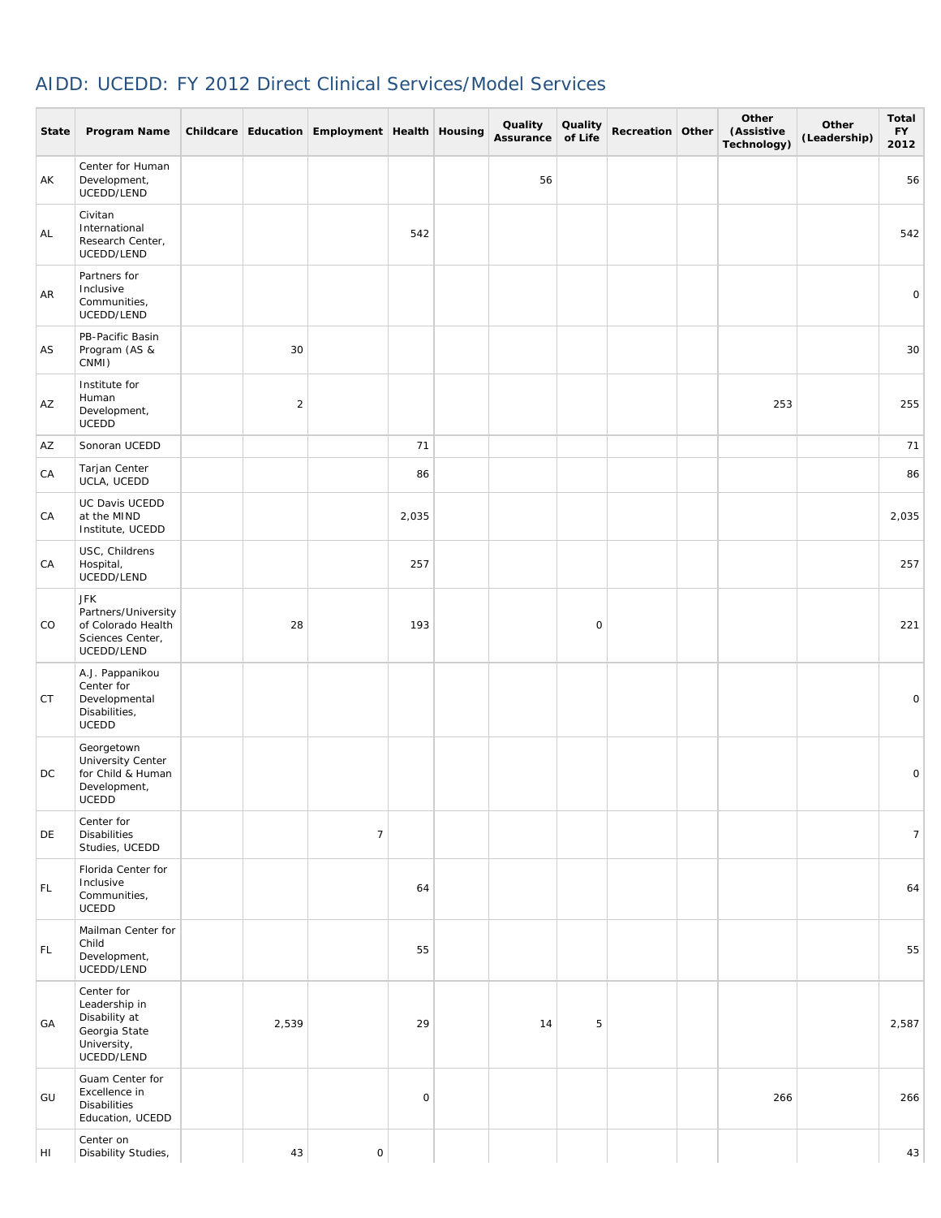# AIDD: UCEDD: FY 2012 Direct Clinical Services/Model Services

| State | Program Name | Childcare | Education | Employment | Health | Housing | Quality Assurance | Quality of Life | Recreation | Other | Other (Assistive Technology) | Other (Leadership) | Total FY 2012 |
|---|---|---|---|---|---|---|---|---|---|---|---|---|---|
| AK | Center for Human Development, UCEDD/LEND | | | | | | 56 | | | | | | 56 |
| AL | Civitan International Research Center, UCEDD/LEND | | | | 542 | | | | | | | | 542 |
| AR | Partners for Inclusive Communities, UCEDD/LEND | | | | | | | | | | | | 0 |
| AS | PB-Pacific Basin Program (AS & CNMI) | | 30 | | | | | | | | | | 30 |
| AZ | Institute for Human Development, UCEDD | | 2 | | | | | | | | 253 | | 255 |
| AZ | Sonoran UCEDD | | | | 71 | | | | | | | | 71 |
| CA | Tarjan Center UCLA, UCEDD | | | | 86 | | | | | | | | 86 |
| CA | UC Davis UCEDD at the MIND Institute, UCEDD | | | | 2,035 | | | | | | | | 2,035 |
| CA | USC, Childrens Hospital, UCEDD/LEND | | | | 257 | | | | | | | | 257 |
| CO | JFK Partners/University of Colorado Health Sciences Center, UCEDD/LEND | | 28 | | 193 | | | 0 | | | | | 221 |
| CT | A.J. Pappanikou Center for Developmental Disabilities, UCEDD | | | | | | | | | | | | 0 |
| DC | Georgetown University Center for Child & Human Development, UCEDD | | | | | | | | | | | | 0 |
| DE | Center for Disabilities Studies, UCEDD | | | 7 | | | | | | | | | 7 |
| FL | Florida Center for Inclusive Communities, UCEDD | | | | 64 | | | | | | | | 64 |
| FL | Mailman Center for Child Development, UCEDD/LEND | | | | 55 | | | | | | | | 55 |
| GA | Center for Leadership in Disability at Georgia State University, UCEDD/LEND | | 2,539 | | 29 | | 14 | 5 | | | | | 2,587 |
| GU | Guam Center for Excellence in Disabilities Education, UCEDD | | | | 0 | | | | | | 266 | | 266 |
| HI | Center on Disability Studies, | | 43 | 0 | | | | | | | | | 43 |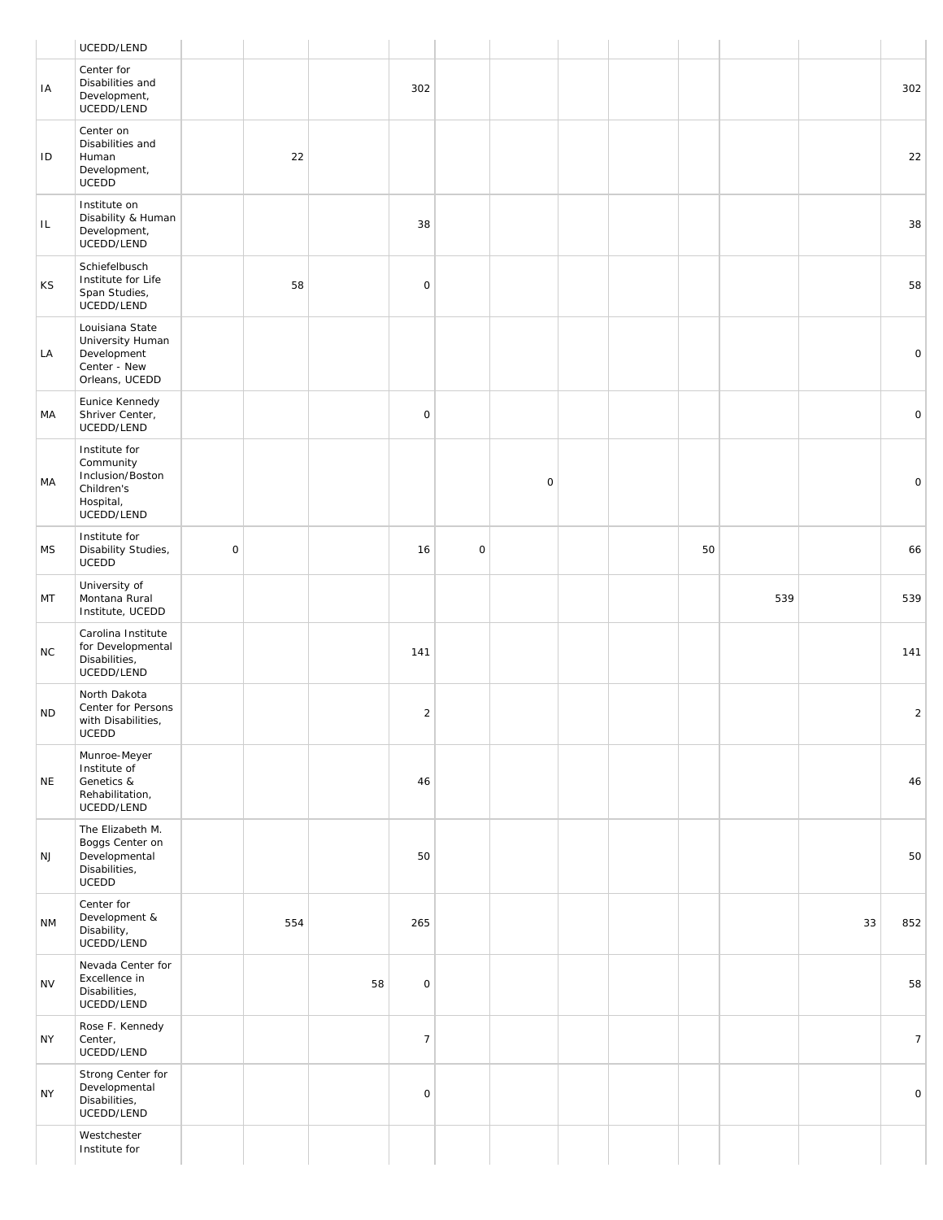| | | | | | | | | | | | | | |
|---|---|---|---|---|---|---|---|---|---|---|---|---|---|
| | UCEDD/LEND | | | | | | | | | | | | |
| IA | Center for Disabilities and Development, UCEDD/LEND | | | | 302 | | | | | | | | 302 |
| ID | Center on Disabilities and Human Development, UCEDD | | 22 | | | | | | | | | | 22 |
| IL | Institute on Disability & Human Development, UCEDD/LEND | | | | 38 | | | | | | | | 38 |
| KS | Schiefelbusch Institute for Life Span Studies, UCEDD/LEND | | 58 | | 0 | | | | | | | | 58 |
| LA | Louisiana State University Human Development Center - New Orleans, UCEDD | | | | | | | | | | | | 0 |
| MA | Eunice Kennedy Shriver Center, UCEDD/LEND | | | | 0 | | | | | | | | 0 |
| MA | Institute for Community Inclusion/Boston Children's Hospital, UCEDD/LEND | | | | | | 0 | | | | | | 0 |
| MS | Institute for Disability Studies, UCEDD | 0 | | | 16 | 0 | | | | 50 | | | 66 |
| MT | University of Montana Rural Institute, UCEDD | | | | | | | | | | 539 | | 539 |
| NC | Carolina Institute for Developmental Disabilities, UCEDD/LEND | | | | 141 | | | | | | | | 141 |
| ND | North Dakota Center for Persons with Disabilities, UCEDD | | | | 2 | | | | | | | | 2 |
| NE | Munroe-Meyer Institute of Genetics & Rehabilitation, UCEDD/LEND | | | | 46 | | | | | | | | 46 |
| NJ | The Elizabeth M. Boggs Center on Developmental Disabilities, UCEDD | | | | 50 | | | | | | | | 50 |
| NM | Center for Development & Disability, UCEDD/LEND | | 554 | | 265 | | | | | | | 33 | 852 |
| NV | Nevada Center for Excellence in Disabilities, UCEDD/LEND | | | 58 | 0 | | | | | | | | 58 |
| NY | Rose F. Kennedy Center, UCEDD/LEND | | | | 7 | | | | | | | | 7 |
| NY | Strong Center for Developmental Disabilities, UCEDD/LEND | | | | 0 | | | | | | | | 0 |
| | Westchester Institute for | | | | | | | | | | | | |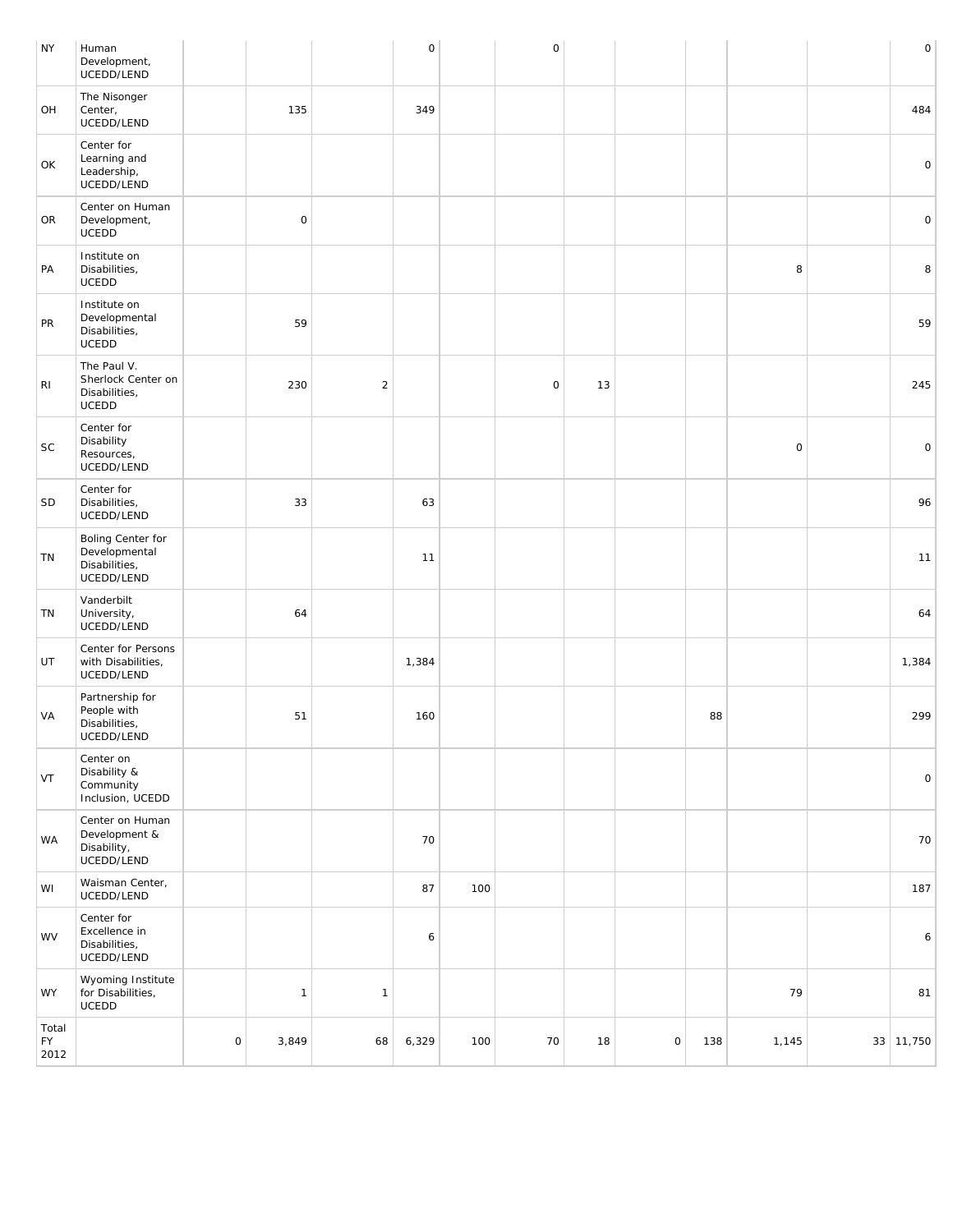| | | | | | | | | | | | | | |
|---|---|---|---|---|---|---|---|---|---|---|---|---|---|
| NY | Human Development, UCEDD/LEND | | | | 0 | | 0 | | | | | | 0 |
| OH | The Nisonger Center, UCEDD/LEND | | 135 | | 349 | | | | | | | | 484 |
| OK | Center for Learning and Leadership, UCEDD/LEND | | | | | | | | | | | | 0 |
| OR | Center on Human Development, UCEDD | | 0 | | | | | | | | | | 0 |
| PA | Institute on Disabilities, UCEDD | | | | | | | | | | 8 | | 8 |
| PR | Institute on Developmental Disabilities, UCEDD | | 59 | | | | | | | | | | 59 |
| RI | The Paul V. Sherlock Center on Disabilities, UCEDD | | 230 | 2 | | | 0 | 13 | | | | | 245 |
| SC | Center for Disability Resources, UCEDD/LEND | | | | | | | | | | 0 | | 0 |
| SD | Center for Disabilities, UCEDD/LEND | | 33 | | 63 | | | | | | | | 96 |
| TN | Boling Center for Developmental Disabilities, UCEDD/LEND | | | | 11 | | | | | | | | 11 |
| TN | Vanderbilt University, UCEDD/LEND | | 64 | | | | | | | | | | 64 |
| UT | Center for Persons with Disabilities, UCEDD/LEND | | | | 1,384 | | | | | | | | 1,384 |
| VA | Partnership for People with Disabilities, UCEDD/LEND | | 51 | | 160 | | | | | 88 | | | 299 |
| VT | Center on Disability & Community Inclusion, UCEDD | | | | | | | | | | | | 0 |
| WA | Center on Human Development & Disability, UCEDD/LEND | | | | 70 | | | | | | | | 70 |
| WI | Waisman Center, UCEDD/LEND | | | | 87 | 100 | | | | | | | 187 |
| WV | Center for Excellence in Disabilities, UCEDD/LEND | | | | 6 | | | | | | | | 6 |
| WY | Wyoming Institute for Disabilities, UCEDD | | 1 | 1 | | | | | | | 79 | | 81 |
| Total FY 2012 | | 0 | 3,849 | 68 | 6,329 | 100 | 70 | 18 | 0 | 138 | 1,145 | 33 | 11,750 |